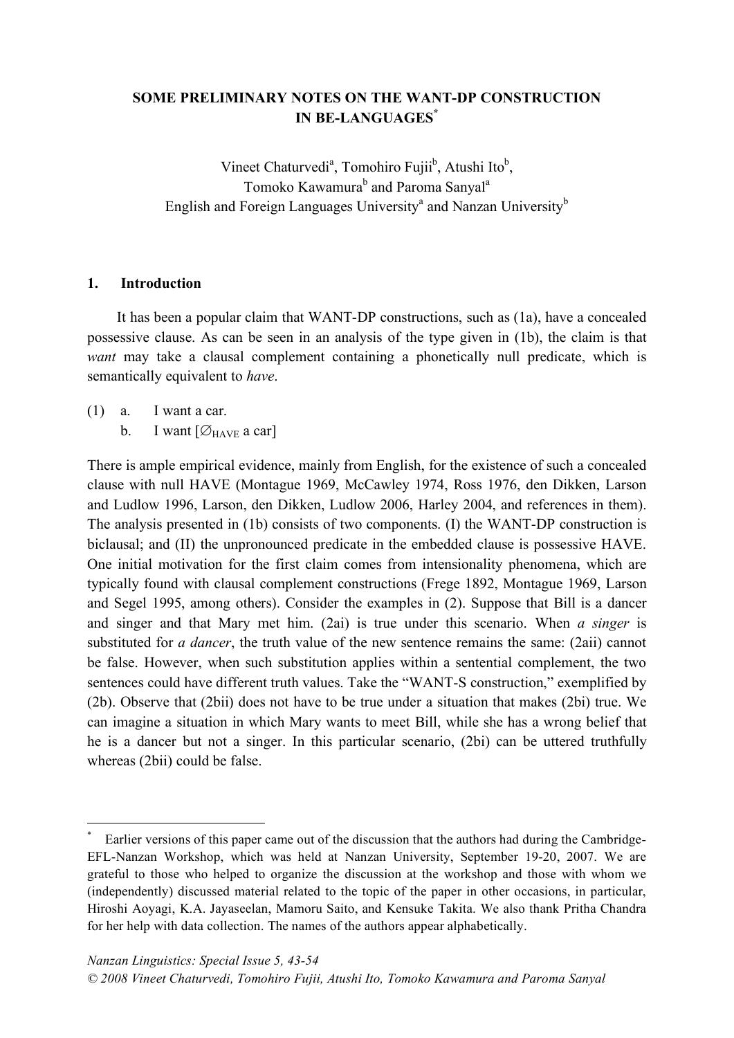# SOME PRELIMINARY NOTES ON THE WANT-DP CONSTRUCTION IN BE-LANGUAGES*

Vineet Chaturvedi[a], Tomohiro Fujii[b], Atushi Ito[b], Tomoko Kawamura[b] and Paroma Sanyal[a]
English and Foreign Languages University[a] and Nanzan University[b]

## 1. Introduction

It has been a popular claim that WANT-DP constructions, such as (1a), have a concealed possessive clause. As can be seen in an analysis of the type given in (1b), the claim is that *want* may take a clausal complement containing a phonetically null predicate, which is semantically equivalent to *have*.

(1) a. I want a car.
b. I want [$\varnothing_{\text{HAVE}}$ a car]

There is ample empirical evidence, mainly from English, for the existence of such a concealed clause with null HAVE (Montague 1969, McCawley 1974, Ross 1976, den Dikken, Larson and Ludlow 1996, Larson, den Dikken, Ludlow 2006, Harley 2004, and references in them). The analysis presented in (1b) consists of two components. (I) the WANT-DP construction is biclausal; and (II) the unpronounced predicate in the embedded clause is possessive HAVE. One initial motivation for the first claim comes from intensionality phenomena, which are typically found with clausal complement constructions (Frege 1892, Montague 1969, Larson and Segel 1995, among others). Consider the examples in (2). Suppose that Bill is a dancer and singer and that Mary met him. (2ai) is true under this scenario. When *a singer* is substituted for *a dancer*, the truth value of the new sentence remains the same: (2aii) cannot be false. However, when such substitution applies within a sentential complement, the two sentences could have different truth values. Take the "WANT-S construction," exemplified by (2b). Observe that (2bii) does not have to be true under a situation that makes (2bi) true. We can imagine a situation in which Mary wants to meet Bill, while she has a wrong belief that he is a dancer but not a singer. In this particular scenario, (2bi) can be uttered truthfully whereas (2bii) could be false.

* Earlier versions of this paper came out of the discussion that the authors had during the Cambridge-EFL-Nanzan Workshop, which was held at Nanzan University, September 19-20, 2007. We are grateful to those who helped to organize the discussion at the workshop and those with whom we (independently) discussed material related to the topic of the paper in other occasions, in particular, Hiroshi Aoyagi, K.A. Jayaseelan, Mamoru Saito, and Kensuke Takita. We also thank Pritha Chandra for her help with data collection. The names of the authors appear alphabetically.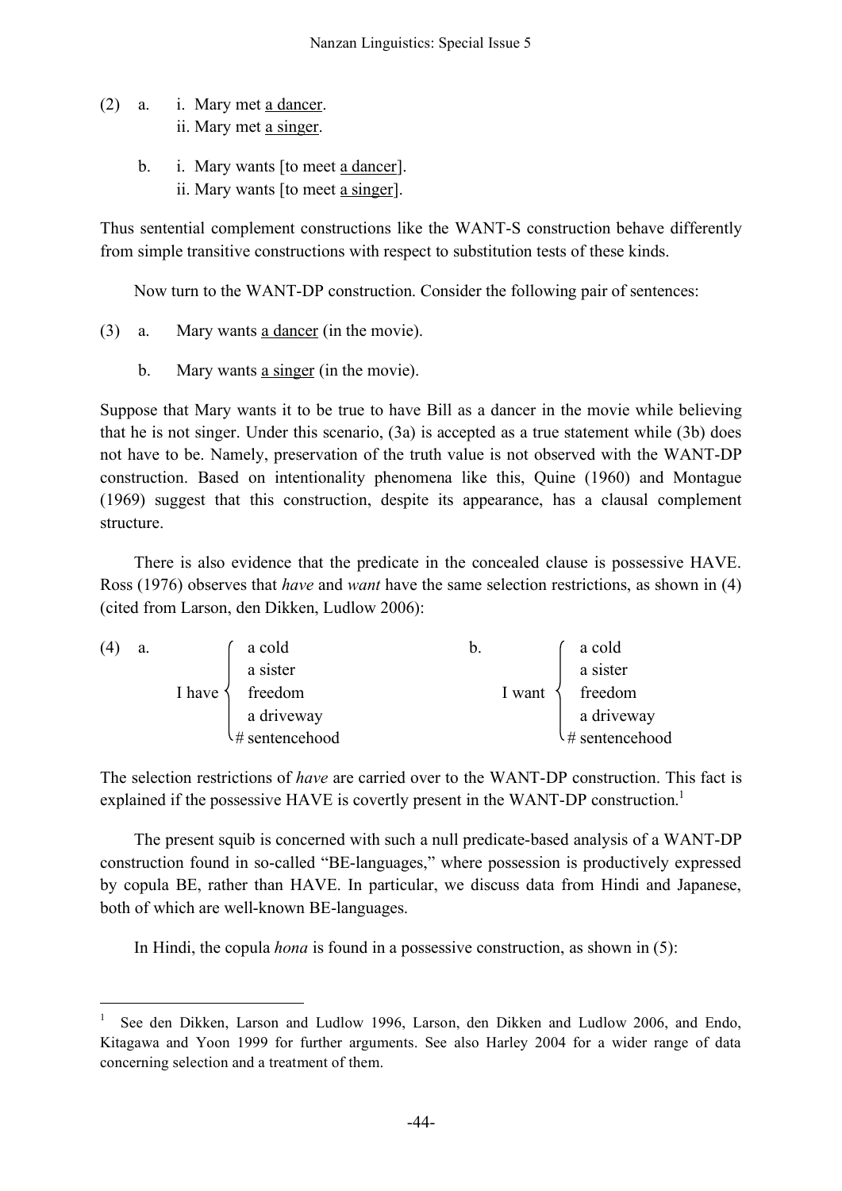(2) a. i. Mary met <u>a dancer</u>.
    ii. Mary met <u>a singer</u>.

  b. i. Mary wants [to meet <u>a dancer</u>].
    ii. Mary wants [to meet <u>a singer</u>].

Thus sentential complement constructions like the WANT-S construction behave differently from simple transitive constructions with respect to substitution tests of these kinds.

Now turn to the WANT-DP construction. Consider the following pair of sentences:

(3) a. Mary wants <u>a dancer</u> (in the movie).

  b. Mary wants <u>a singer</u> (in the movie).

Suppose that Mary wants it to be true to have Bill as a dancer in the movie while believing that he is not singer. Under this scenario, (3a) is accepted as a true statement while (3b) does not have to be. Namely, preservation of the truth value is not observed with the WANT-DP construction. Based on intentionality phenomena like this, Quine (1960) and Montague (1969) suggest that this construction, despite its appearance, has a clausal complement structure.

There is also evidence that the predicate in the concealed clause is possessive HAVE. Ross (1976) observes that *have* and *want* have the same selection restrictions, as shown in (4) (cited from Larson, den Dikken, Ludlow 2006):

(4) a. I have { a cold / a sister / freedom / a driveway / # sentencehood }

  b. I want { a cold / a sister / freedom / a driveway / # sentencehood }

The selection restrictions of *have* are carried over to the WANT-DP construction. This fact is explained if the possessive HAVE is covertly present in the WANT-DP construction.[1]

The present squib is concerned with such a null predicate-based analysis of a WANT-DP construction found in so-called "BE-languages," where possession is productively expressed by copula BE, rather than HAVE. In particular, we discuss data from Hindi and Japanese, both of which are well-known BE-languages.

In Hindi, the copula *hona* is found in a possessive construction, as shown in (5):

---

[1] See den Dikken, Larson and Ludlow 1996, Larson, den Dikken and Ludlow 2006, and Endo, Kitagawa and Yoon 1999 for further arguments. See also Harley 2004 for a wider range of data concerning selection and a treatment of them.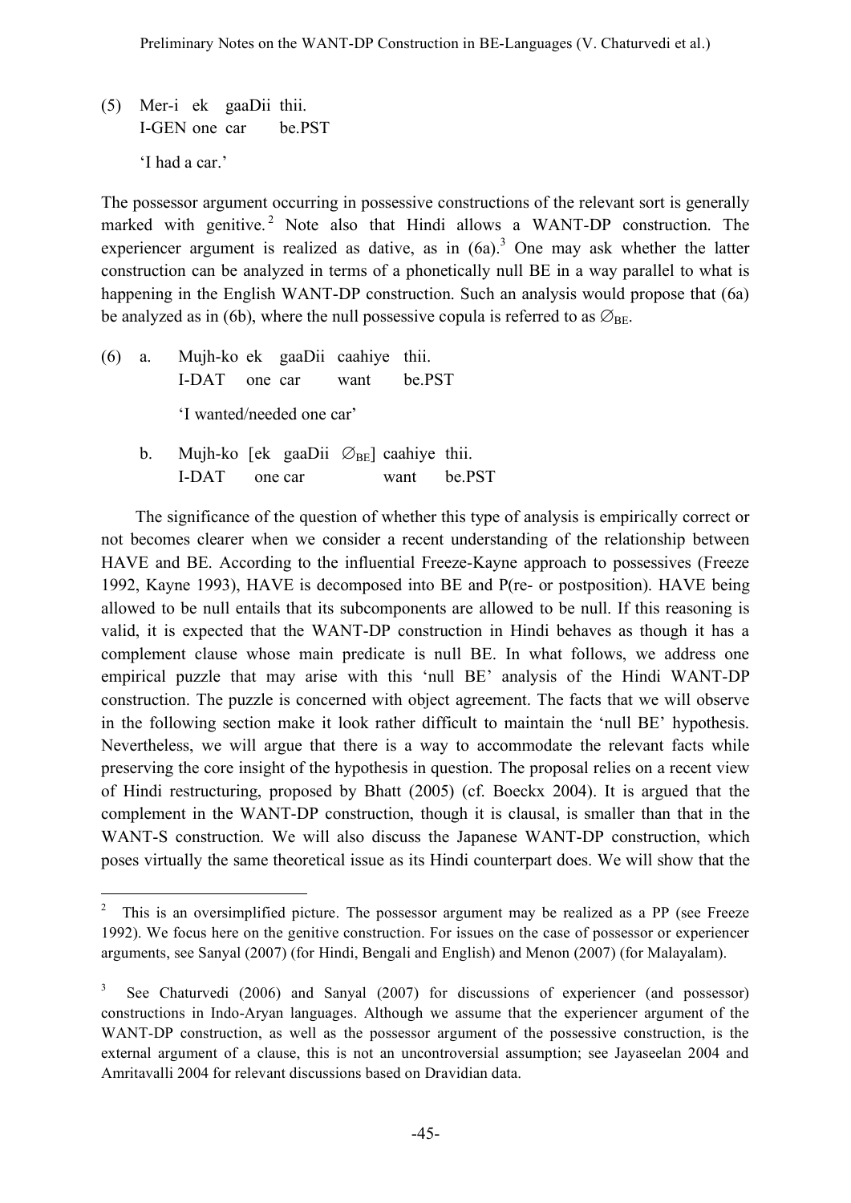(5) Mer-i ek gaaDii thii.
    I-GEN one car be.PST

    'I had a car.'

The possessor argument occurring in possessive constructions of the relevant sort is generally marked with genitive.[2] Note also that Hindi allows a WANT-DP construction. The experiencer argument is realized as dative, as in (6a).[3] One may ask whether the latter construction can be analyzed in terms of a phonetically null BE in a way parallel to what is happening in the English WANT-DP construction. Such an analysis would propose that (6a) be analyzed as in (6b), where the null possessive copula is referred to as $\varnothing_{BE}$.

(6) a. Mujh-ko ek gaaDii caahiye thii.
       I-DAT one car want be.PST

       'I wanted/needed one car'

    b. Mujh-ko [ek gaaDii $\varnothing_{BE}$] caahiye thii.
       I-DAT one car want be.PST

The significance of the question of whether this type of analysis is empirically correct or not becomes clearer when we consider a recent understanding of the relationship between HAVE and BE. According to the influential Freeze-Kayne approach to possessives (Freeze 1992, Kayne 1993), HAVE is decomposed into BE and P(re- or postposition). HAVE being allowed to be null entails that its subcomponents are allowed to be null. If this reasoning is valid, it is expected that the WANT-DP construction in Hindi behaves as though it has a complement clause whose main predicate is null BE. In what follows, we address one empirical puzzle that may arise with this 'null BE' analysis of the Hindi WANT-DP construction. The puzzle is concerned with object agreement. The facts that we will observe in the following section make it look rather difficult to maintain the 'null BE' hypothesis. Nevertheless, we will argue that there is a way to accommodate the relevant facts while preserving the core insight of the hypothesis in question. The proposal relies on a recent view of Hindi restructuring, proposed by Bhatt (2005) (cf. Boeckx 2004). It is argued that the complement in the WANT-DP construction, though it is clausal, is smaller than that in the WANT-S construction. We will also discuss the Japanese WANT-DP construction, which poses virtually the same theoretical issue as its Hindi counterpart does. We will show that the

---

[2] This is an oversimplified picture. The possessor argument may be realized as a PP (see Freeze 1992). We focus here on the genitive construction. For issues on the case of possessor or experiencer arguments, see Sanyal (2007) (for Hindi, Bengali and English) and Menon (2007) (for Malayalam).

[3] See Chaturvedi (2006) and Sanyal (2007) for discussions of experiencer (and possessor) constructions in Indo-Aryan languages. Although we assume that the experiencer argument of the WANT-DP construction, as well as the possessor argument of the possessive construction, is the external argument of a clause, this is not an uncontroversial assumption; see Jayaseelan 2004 and Amritavalli 2004 for relevant discussions based on Dravidian data.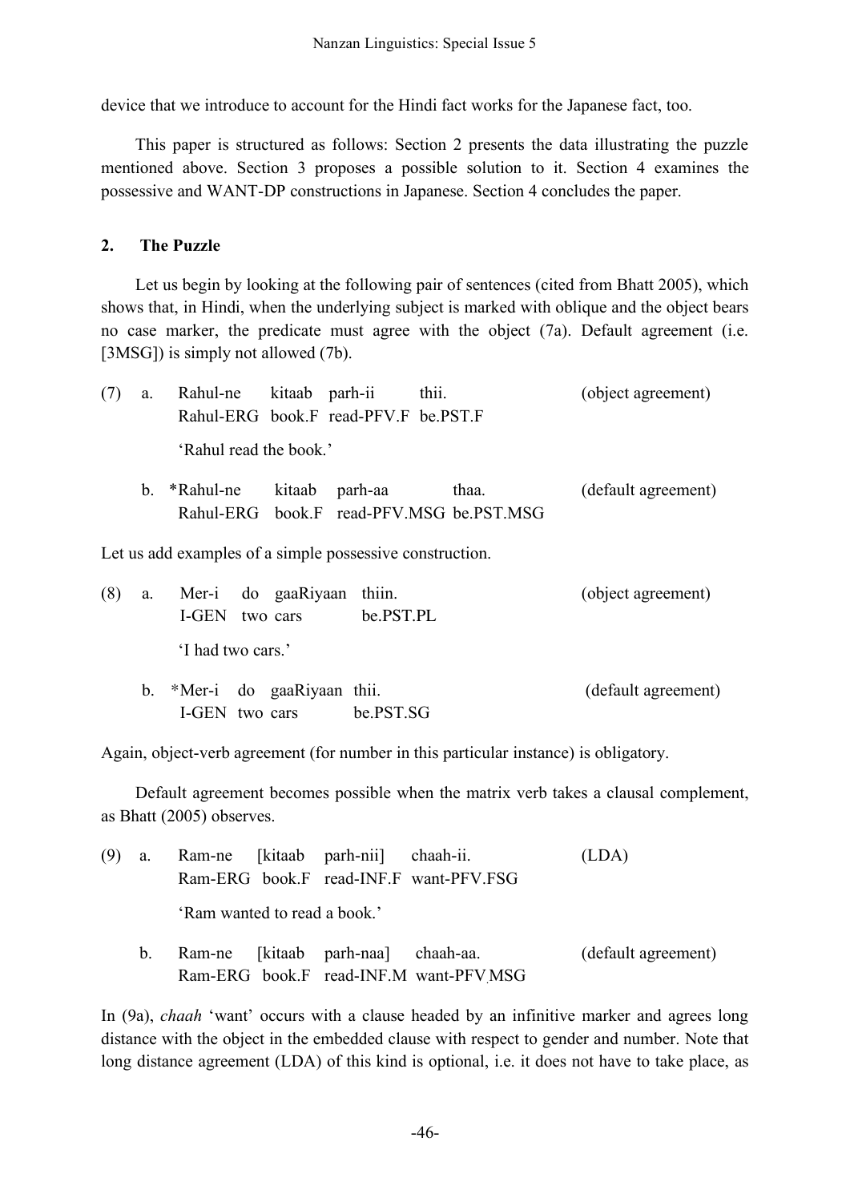device that we introduce to account for the Hindi fact works for the Japanese fact, too.

This paper is structured as follows: Section 2 presents the data illustrating the puzzle mentioned above. Section 3 proposes a possible solution to it. Section 4 examines the possessive and WANT-DP constructions in Japanese. Section 4 concludes the paper.

## 2. The Puzzle

Let us begin by looking at the following pair of sentences (cited from Bhatt 2005), which shows that, in Hindi, when the underlying subject is marked with oblique and the object bears no case marker, the predicate must agree with the object (7a). Default agreement (i.e. [3MSG]) is simply not allowed (7b).

(7) a. Rahul-ne kitaab parh-ii thii. (object agreement)
Rahul-ERG book.F read-PFV.F be.PST.F
'Rahul read the book.'

b. *Rahul-ne kitaab parh-aa thaa. (default agreement)
Rahul-ERG book.F read-PFV.MSG be.PST.MSG

Let us add examples of a simple possessive construction.

(8) a. Mer-i do gaaRiyaan thiin. (object agreement)
I-GEN two cars be.PST.PL
'I had two cars.'

b. *Mer-i do gaaRiyaan thii. (default agreement)
I-GEN two cars be.PST.SG

Again, object-verb agreement (for number in this particular instance) is obligatory.

Default agreement becomes possible when the matrix verb takes a clausal complement, as Bhatt (2005) observes.

(9) a. Ram-ne [kitaab parh-nii] chaah-ii. (LDA)
Ram-ERG book.F read-INF.F want-PFV.FSG
'Ram wanted to read a book.'

b. Ram-ne [kitaab parh-naa] chaah-aa. (default agreement)
Ram-ERG book.F read-INF.M want-PFV.MSG

In (9a), *chaah* 'want' occurs with a clause headed by an infinitive marker and agrees long distance with the object in the embedded clause with respect to gender and number. Note that long distance agreement (LDA) of this kind is optional, i.e. it does not have to take place, as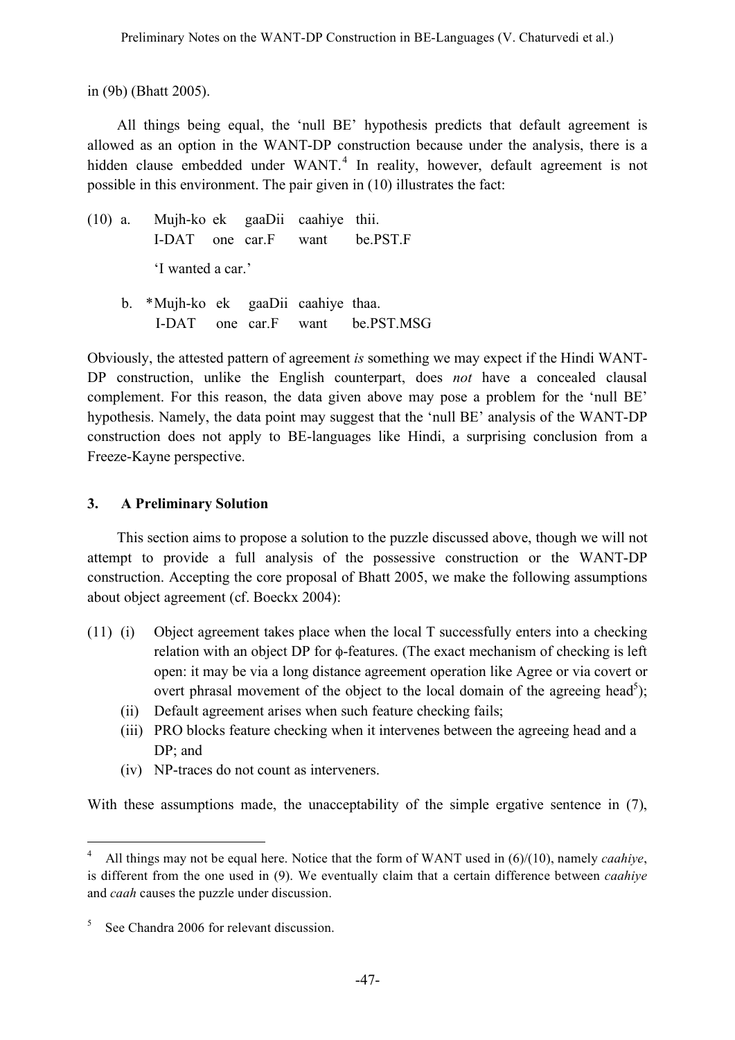in (9b) (Bhatt 2005).

All things being equal, the 'null BE' hypothesis predicts that default agreement is allowed as an option in the WANT-DP construction because under the analysis, there is a hidden clause embedded under WANT.[4] In reality, however, default agreement is not possible in this environment. The pair given in (10) illustrates the fact:

(10) a. Mujh-ko ek gaaDii caahiye thii.
    I-DAT one car.F want be.PST.F
    'I wanted a car.'

  b. *Mujh-ko ek gaaDii caahiye thaa.
    I-DAT one car.F want be.PST.MSG

Obviously, the attested pattern of agreement *is* something we may expect if the Hindi WANT-DP construction, unlike the English counterpart, does *not* have a concealed clausal complement. For this reason, the data given above may pose a problem for the 'null BE' hypothesis. Namely, the data point may suggest that the 'null BE' analysis of the WANT-DP construction does not apply to BE-languages like Hindi, a surprising conclusion from a Freeze-Kayne perspective.

## 3. A Preliminary Solution

This section aims to propose a solution to the puzzle discussed above, though we will not attempt to provide a full analysis of the possessive construction or the WANT-DP construction. Accepting the core proposal of Bhatt 2005, we make the following assumptions about object agreement (cf. Boeckx 2004):

(11) (i) Object agreement takes place when the local T successfully enters into a checking relation with an object DP for ϕ-features. (The exact mechanism of checking is left open: it may be via a long distance agreement operation like Agree or via covert or overt phrasal movement of the object to the local domain of the agreeing head[5]);
  (ii) Default agreement arises when such feature checking fails;
  (iii) PRO blocks feature checking when it intervenes between the agreeing head and a DP; and
  (iv) NP-traces do not count as interveners.

With these assumptions made, the unacceptability of the simple ergative sentence in (7),

---

[4] All things may not be equal here. Notice that the form of WANT used in (6)/(10), namely *caahiye*, is different from the one used in (9). We eventually claim that a certain difference between *caahiye* and *caah* causes the puzzle under discussion.

[5] See Chandra 2006 for relevant discussion.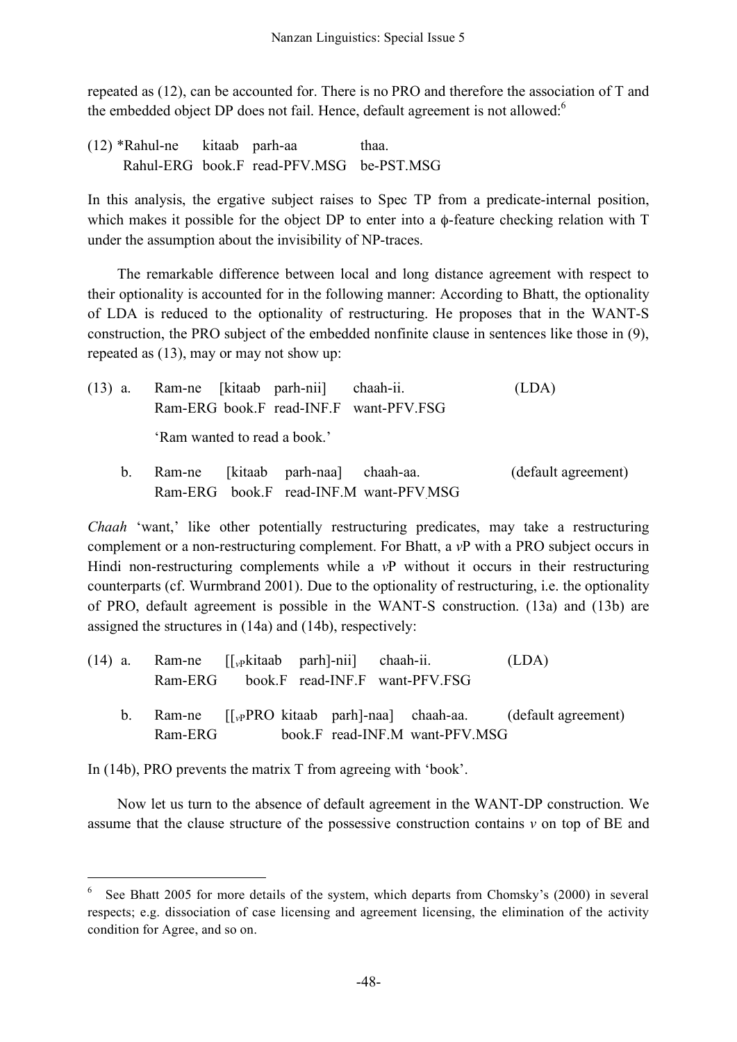repeated as (12), can be accounted for. There is no PRO and therefore the association of T and the embedded object DP does not fail. Hence, default agreement is not allowed:[6]

(12) *Rahul-ne kitaab parh-aa thaa.
  Rahul-ERG book.F read-PFV.MSG be-PST.MSG

In this analysis, the ergative subject raises to Spec TP from a predicate-internal position, which makes it possible for the object DP to enter into a ϕ-feature checking relation with T under the assumption about the invisibility of NP-traces.

The remarkable difference between local and long distance agreement with respect to their optionality is accounted for in the following manner: According to Bhatt, the optionality of LDA is reduced to the optionality of restructuring. He proposes that in the WANT-S construction, the PRO subject of the embedded nonfinite clause in sentences like those in (9), repeated as (13), may or may not show up:

(13) a. Ram-ne [kitaab parh-nii] chaah-ii. (LDA)
  Ram-ERG book.F read-INF.F want-PFV.FSG
  'Ram wanted to read a book.'

b. Ram-ne [kitaab parh-naa] chaah-aa. (default agreement)
  Ram-ERG book.F read-INF.M want-PFV.MSG

*Chaah* 'want,' like other potentially restructuring predicates, may take a restructuring complement or a non-restructuring complement. For Bhatt, a *v*P with a PRO subject occurs in Hindi non-restructuring complements while a *v*P without it occurs in their restructuring counterparts (cf. Wurmbrand 2001). Due to the optionality of restructuring, i.e. the optionality of PRO, default agreement is possible in the WANT-S construction. (13a) and (13b) are assigned the structures in (14a) and (14b), respectively:

(14) a. Ram-ne [[$_{vP}$kitaab parh]-nii] chaah-ii. (LDA)
  Ram-ERG book.F read-INF.F want-PFV.FSG

b. Ram-ne [[$_{vP}$PRO kitaab parh]-naa] chaah-aa. (default agreement)
  Ram-ERG book.F read-INF.M want-PFV.MSG

In (14b), PRO prevents the matrix T from agreeing with 'book'.

Now let us turn to the absence of default agreement in the WANT-DP construction. We assume that the clause structure of the possessive construction contains *v* on top of BE and

---

[6] See Bhatt 2005 for more details of the system, which departs from Chomsky's (2000) in several respects; e.g. dissociation of case licensing and agreement licensing, the elimination of the activity condition for Agree, and so on.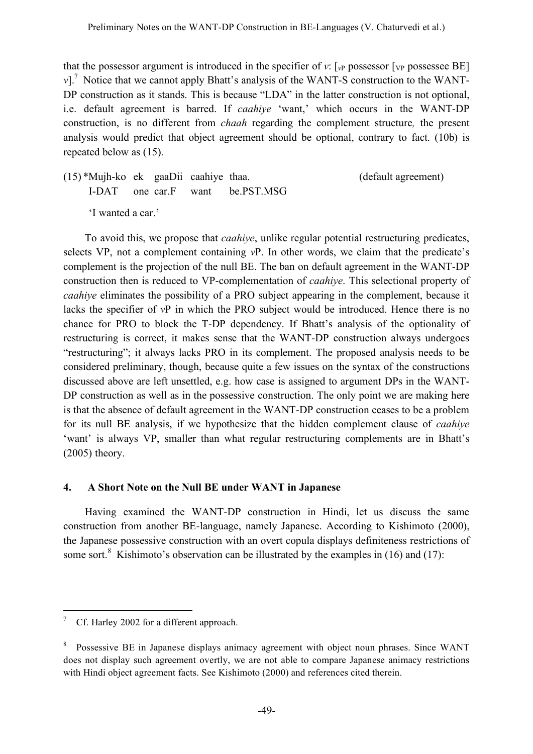that the possessor argument is introduced in the specifier of *v*: [$_{vP}$ possessor [$_{VP}$ possessee BE] *v*].[7] Notice that we cannot apply Bhatt's analysis of the WANT-S construction to the WANT-DP construction as it stands. This is because "LDA" in the latter construction is not optional, i.e. default agreement is barred. If *caahiye* 'want,' which occurs in the WANT-DP construction, is no different from *chaah* regarding the complement structure*,* the present analysis would predict that object agreement should be optional, contrary to fact. (10b) is repeated below as (15).

(15) *Mujh-ko ek gaaDii caahiye thaa. (default agreement)
I-DAT one car.F want be.PST.MSG

'I wanted a car.'

To avoid this, we propose that *caahiye*, unlike regular potential restructuring predicates, selects VP, not a complement containing *v*P. In other words, we claim that the predicate's complement is the projection of the null BE. The ban on default agreement in the WANT-DP construction then is reduced to VP-complementation of *caahiye*. This selectional property of *caahiye* eliminates the possibility of a PRO subject appearing in the complement, because it lacks the specifier of *v*P in which the PRO subject would be introduced. Hence there is no chance for PRO to block the T-DP dependency. If Bhatt's analysis of the optionality of restructuring is correct, it makes sense that the WANT-DP construction always undergoes "restructuring"; it always lacks PRO in its complement. The proposed analysis needs to be considered preliminary, though, because quite a few issues on the syntax of the constructions discussed above are left unsettled, e.g. how case is assigned to argument DPs in the WANT-DP construction as well as in the possessive construction. The only point we are making here is that the absence of default agreement in the WANT-DP construction ceases to be a problem for its null BE analysis, if we hypothesize that the hidden complement clause of *caahiye* 'want' is always VP, smaller than what regular restructuring complements are in Bhatt's (2005) theory.

## 4. A Short Note on the Null BE under WANT in Japanese

Having examined the WANT-DP construction in Hindi, let us discuss the same construction from another BE-language, namely Japanese. According to Kishimoto (2000), the Japanese possessive construction with an overt copula displays definiteness restrictions of some sort.[8] Kishimoto's observation can be illustrated by the examples in (16) and (17):

---

[7] Cf. Harley 2002 for a different approach.

[8] Possessive BE in Japanese displays animacy agreement with object noun phrases. Since WANT does not display such agreement overtly, we are not able to compare Japanese animacy restrictions with Hindi object agreement facts. See Kishimoto (2000) and references cited therein.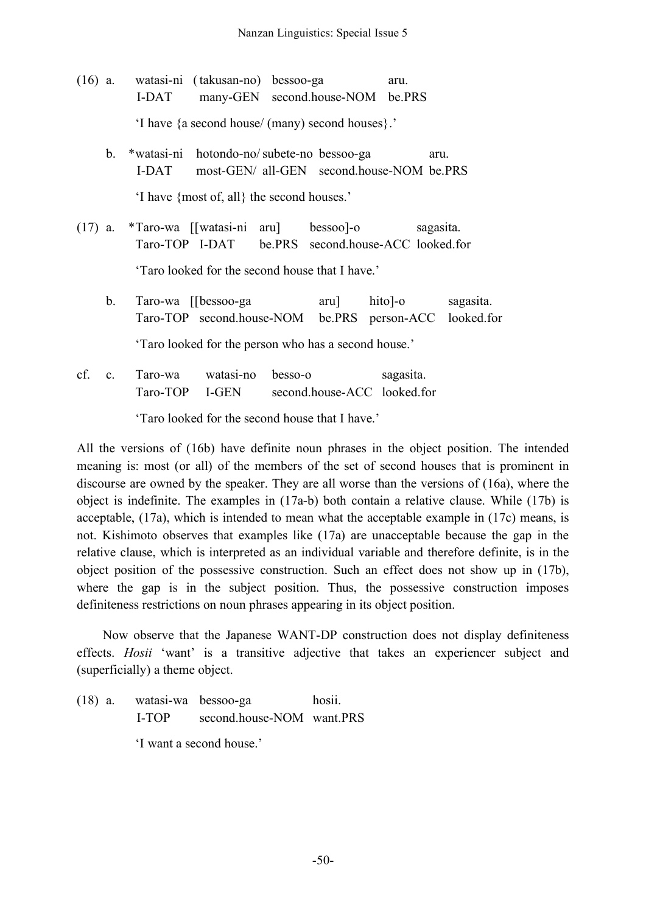(16) a. watasi-ni (takusan-no) bessoo-ga aru.
I-DAT many-GEN second.house-NOM be.PRS

'I have {a second house/ (many) second houses}.'

b. *watasi-ni hotondo-no/ subete-no bessoo-ga aru.
I-DAT most-GEN/ all-GEN second.house-NOM be.PRS

'I have {most of, all} the second houses.'

(17) a. *Taro-wa [[watasi-ni aru] bessoo]-o sagasita.
Taro-TOP I-DAT be.PRS second.house-ACC looked.for

'Taro looked for the second house that I have.'

b. Taro-wa [[bessoo-ga aru] hito]-o sagasita.
Taro-TOP second.house-NOM be.PRS person-ACC looked.for

'Taro looked for the person who has a second house.'

cf. c. Taro-wa watasi-no besso-o sagasita.
Taro-TOP I-GEN second.house-ACC looked.for

'Taro looked for the second house that I have.'

All the versions of (16b) have definite noun phrases in the object position. The intended meaning is: most (or all) of the members of the set of second houses that is prominent in discourse are owned by the speaker. They are all worse than the versions of (16a), where the object is indefinite. The examples in (17a-b) both contain a relative clause. While (17b) is acceptable, (17a), which is intended to mean what the acceptable example in (17c) means, is not. Kishimoto observes that examples like (17a) are unacceptable because the gap in the relative clause, which is interpreted as an individual variable and therefore definite, is in the object position of the possessive construction. Such an effect does not show up in (17b), where the gap is in the subject position. Thus, the possessive construction imposes definiteness restrictions on noun phrases appearing in its object position.

Now observe that the Japanese WANT-DP construction does not display definiteness effects. *Hosii* 'want' is a transitive adjective that takes an experiencer subject and (superficially) a theme object.

(18) a. watasi-wa bessoo-ga hosii.
I-TOP second.house-NOM want.PRS

'I want a second house.'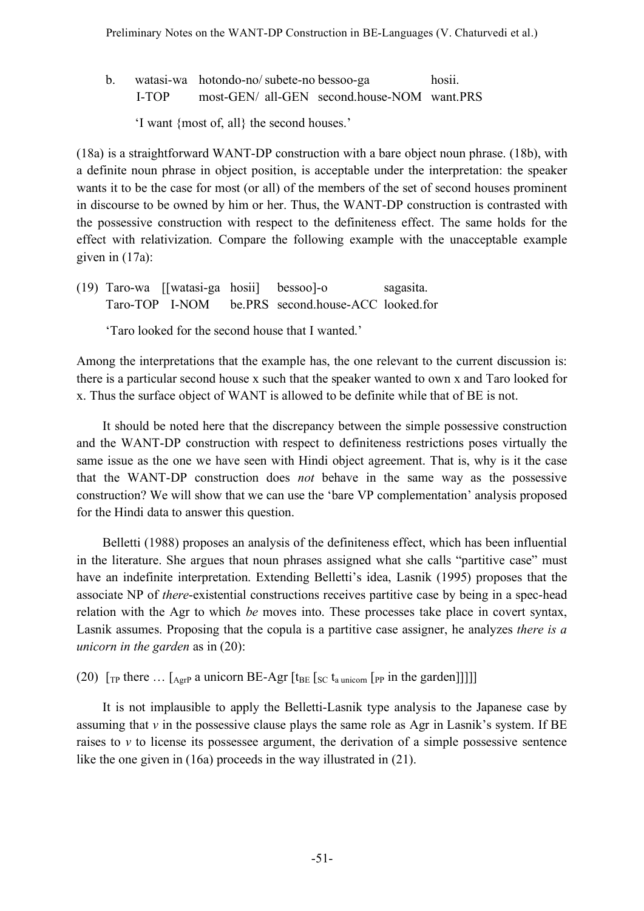b. watasi-wa hotondo-no/ subete-no bessoo-ga hosii.
   I-TOP most-GEN/ all-GEN second.house-NOM want.PRS

   'I want {most of, all} the second houses.'

(18a) is a straightforward WANT-DP construction with a bare object noun phrase. (18b), with a definite noun phrase in object position, is acceptable under the interpretation: the speaker wants it to be the case for most (or all) of the members of the set of second houses prominent in discourse to be owned by him or her. Thus, the WANT-DP construction is contrasted with the possessive construction with respect to the definiteness effect. The same holds for the effect with relativization. Compare the following example with the unacceptable example given in (17a):

(19) Taro-wa [[watasi-ga hosii] bessoo]-o sagasita.
     Taro-TOP I-NOM be.PRS second.house-ACC looked.for

     'Taro looked for the second house that I wanted.'

Among the interpretations that the example has, the one relevant to the current discussion is: there is a particular second house x such that the speaker wanted to own x and Taro looked for x. Thus the surface object of WANT is allowed to be definite while that of BE is not.

It should be noted here that the discrepancy between the simple possessive construction and the WANT-DP construction with respect to definiteness restrictions poses virtually the same issue as the one we have seen with Hindi object agreement. That is, why is it the case that the WANT-DP construction does *not* behave in the same way as the possessive construction? We will show that we can use the 'bare VP complementation' analysis proposed for the Hindi data to answer this question.

Belletti (1988) proposes an analysis of the definiteness effect, which has been influential in the literature. She argues that noun phrases assigned what she calls "partitive case" must have an indefinite interpretation. Extending Belletti's idea, Lasnik (1995) proposes that the associate NP of *there*-existential constructions receives partitive case by being in a spec-head relation with the Agr to which *be* moves into. These processes take place in covert syntax, Lasnik assumes. Proposing that the copula is a partitive case assigner, he analyzes *there is a unicorn in the garden* as in (20):

(20) [$_{TP}$ there … [$_{AgrP}$ a unicorn BE-Agr [$t_{BE}$ [$_{SC}$ $t_{a\ unicorn}$ [$_{PP}$ in the garden]]]]]

It is not implausible to apply the Belletti-Lasnik type analysis to the Japanese case by assuming that *v* in the possessive clause plays the same role as Agr in Lasnik's system. If BE raises to *v* to license its possessee argument, the derivation of a simple possessive sentence like the one given in (16a) proceeds in the way illustrated in (21).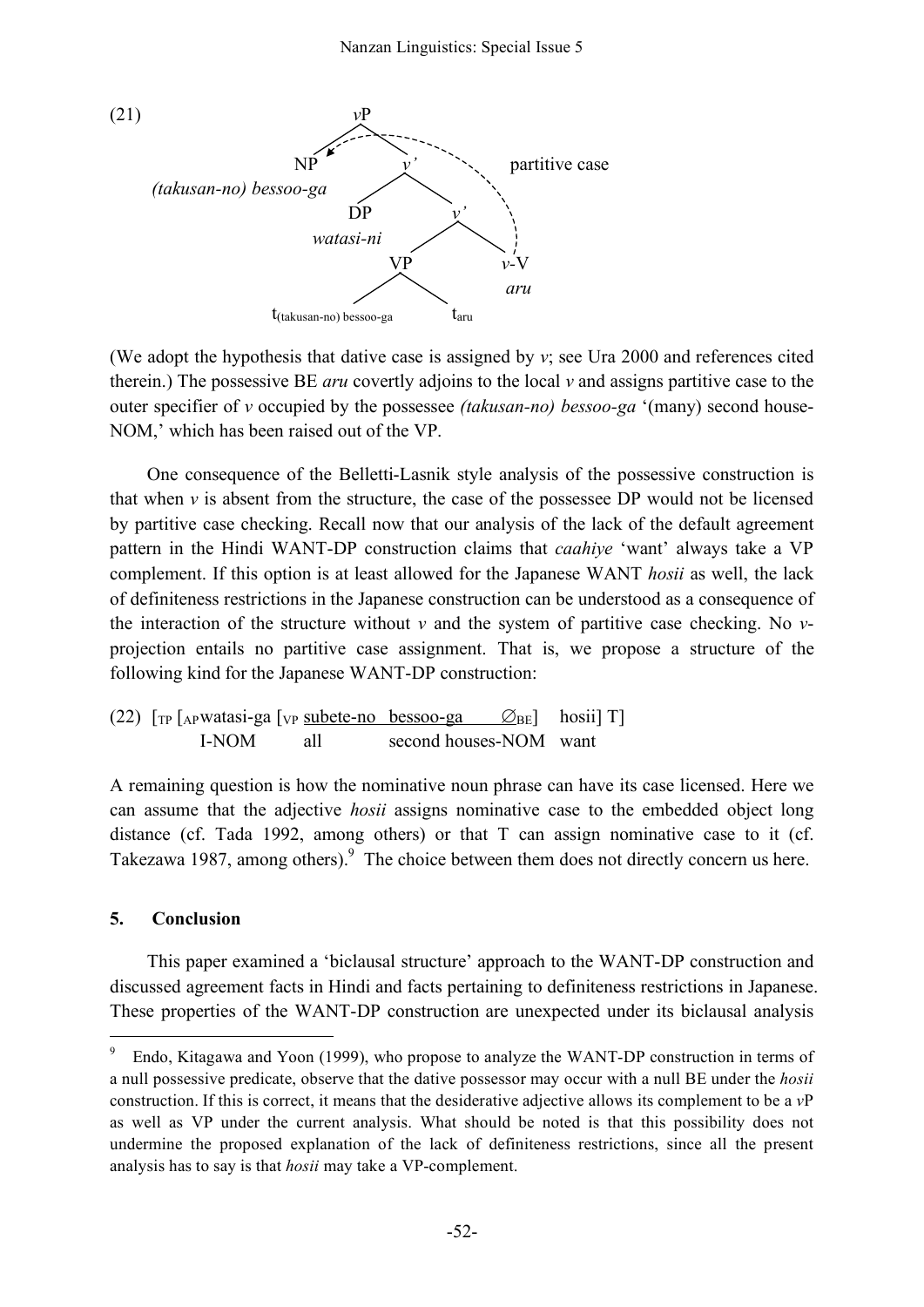(21) [Tree diagram: [$_{vP}$ NP *(takusan-no) bessoo-ga* [$_{v'}$ DP *watasi-ni* [$_{v'}$ [$_{VP}$ t$_{(takusan-no)\ bessoo-ga}$ t$_{aru}$] *v*-V *aru*]]] — partitive case assigned from *v*-V to NP]

(We adopt the hypothesis that dative case is assigned by *v*; see Ura 2000 and references cited therein.) The possessive BE *aru* covertly adjoins to the local *v* and assigns partitive case to the outer specifier of *v* occupied by the possessee *(takusan-no) bessoo-ga* '(many) second house-NOM,' which has been raised out of the VP.

One consequence of the Belletti-Lasnik style analysis of the possessive construction is that when *v* is absent from the structure, the case of the possessee DP would not be licensed by partitive case checking. Recall now that our analysis of the lack of the default agreement pattern in the Hindi WANT-DP construction claims that *caahiye* 'want' always take a VP complement. If this option is at least allowed for the Japanese WANT *hosii* as well, the lack of definiteness restrictions in the Japanese construction can be understood as a consequence of the interaction of the structure without *v* and the system of partitive case checking. No *v*-projection entails no partitive case assignment. That is, we propose a structure of the following kind for the Japanese WANT-DP construction:

(22) [$_{TP}$ [$_{AP}$watasi-ga [$_{VP}$ subete-no bessoo-ga $\varnothing_{BE}$] hosii] T]
I-NOM all second houses-NOM want

A remaining question is how the nominative noun phrase can have its case licensed. Here we can assume that the adjective *hosii* assigns nominative case to the embedded object long distance (cf. Tada 1992, among others) or that T can assign nominative case to it (cf. Takezawa 1987, among others).[9] The choice between them does not directly concern us here.

## 5. Conclusion

This paper examined a 'biclausal structure' approach to the WANT-DP construction and discussed agreement facts in Hindi and facts pertaining to definiteness restrictions in Japanese. These properties of the WANT-DP construction are unexpected under its biclausal analysis

---

[9] Endo, Kitagawa and Yoon (1999), who propose to analyze the WANT-DP construction in terms of a null possessive predicate, observe that the dative possessor may occur with a null BE under the *hosii* construction. If this is correct, it means that the desiderative adjective allows its complement to be a *v*P as well as VP under the current analysis. What should be noted is that this possibility does not undermine the proposed explanation of the lack of definiteness restrictions, since all the present analysis has to say is that *hosii* may take a VP-complement.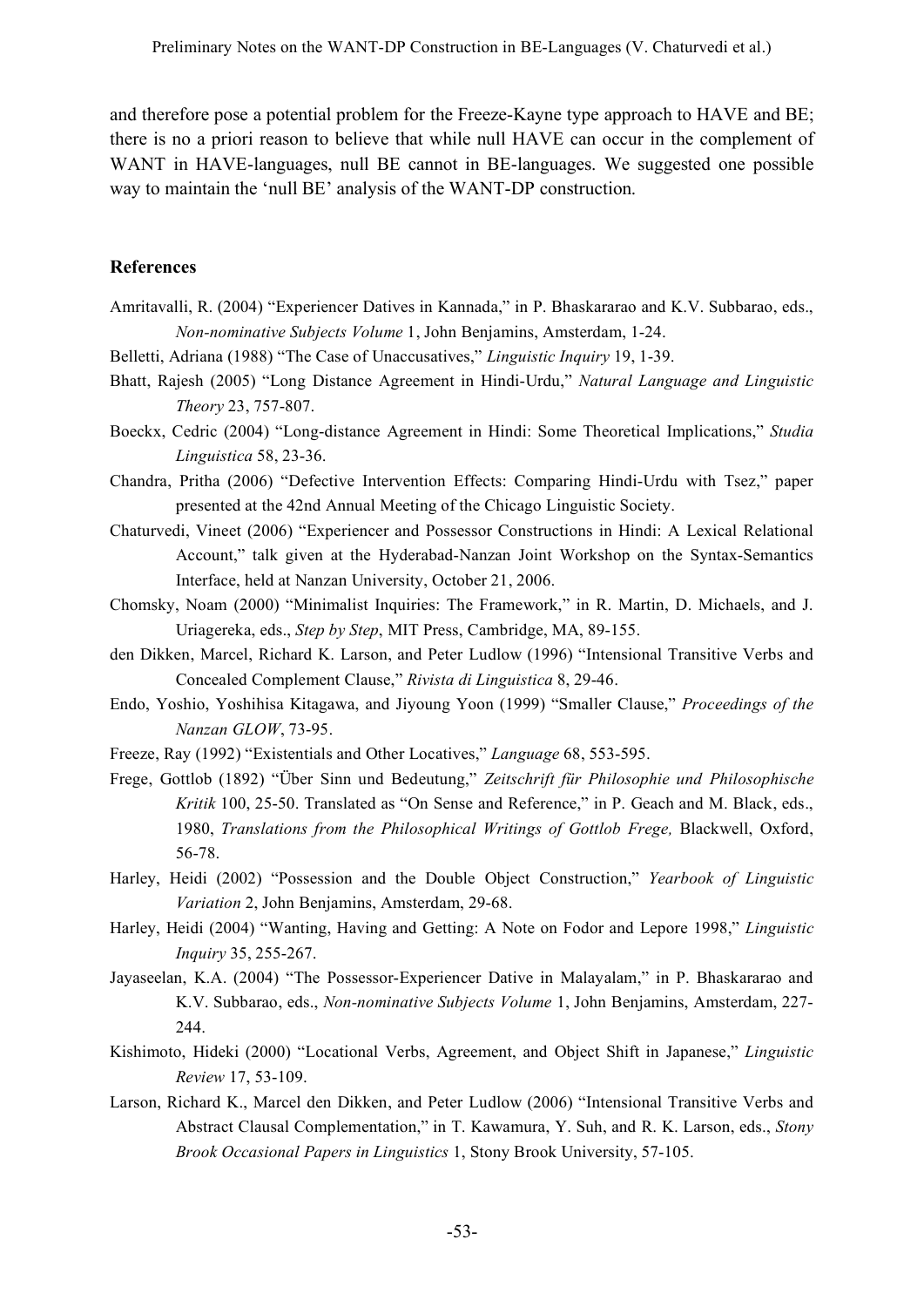and therefore pose a potential problem for the Freeze-Kayne type approach to HAVE and BE; there is no a priori reason to believe that while null HAVE can occur in the complement of WANT in HAVE-languages, null BE cannot in BE-languages. We suggested one possible way to maintain the 'null BE' analysis of the WANT-DP construction.

## References

Amritavalli, R. (2004) "Experiencer Datives in Kannada," in P. Bhaskararao and K.V. Subbarao, eds., *Non-nominative Subjects Volume* 1, John Benjamins, Amsterdam, 1-24.

Belletti, Adriana (1988) "The Case of Unaccusatives," *Linguistic Inquiry* 19, 1-39.

Bhatt, Rajesh (2005) "Long Distance Agreement in Hindi-Urdu," *Natural Language and Linguistic Theory* 23, 757-807.

Boeckx, Cedric (2004) "Long-distance Agreement in Hindi: Some Theoretical Implications," *Studia Linguistica* 58, 23-36.

Chandra, Pritha (2006) "Defective Intervention Effects: Comparing Hindi-Urdu with Tsez," paper presented at the 42nd Annual Meeting of the Chicago Linguistic Society.

Chaturvedi, Vineet (2006) "Experiencer and Possessor Constructions in Hindi: A Lexical Relational Account," talk given at the Hyderabad-Nanzan Joint Workshop on the Syntax-Semantics Interface, held at Nanzan University, October 21, 2006.

Chomsky, Noam (2000) "Minimalist Inquiries: The Framework," in R. Martin, D. Michaels, and J. Uriagereka, eds., *Step by Step*, MIT Press, Cambridge, MA, 89-155.

den Dikken, Marcel, Richard K. Larson, and Peter Ludlow (1996) "Intensional Transitive Verbs and Concealed Complement Clause," *Rivista di Linguistica* 8, 29-46.

Endo, Yoshio, Yoshihisa Kitagawa, and Jiyoung Yoon (1999) "Smaller Clause," *Proceedings of the Nanzan GLOW*, 73-95.

Freeze, Ray (1992) "Existentials and Other Locatives," *Language* 68, 553-595.

Frege, Gottlob (1892) "Über Sinn und Bedeutung," *Zeitschrift für Philosophie und Philosophische Kritik* 100, 25-50. Translated as "On Sense and Reference," in P. Geach and M. Black, eds., 1980, *Translations from the Philosophical Writings of Gottlob Frege,* Blackwell, Oxford, 56-78.

Harley, Heidi (2002) "Possession and the Double Object Construction," *Yearbook of Linguistic Variation* 2, John Benjamins, Amsterdam, 29-68.

Harley, Heidi (2004) "Wanting, Having and Getting: A Note on Fodor and Lepore 1998," *Linguistic Inquiry* 35, 255-267.

Jayaseelan, K.A. (2004) "The Possessor-Experiencer Dative in Malayalam," in P. Bhaskararao and K.V. Subbarao, eds., *Non-nominative Subjects Volume* 1, John Benjamins, Amsterdam, 227-244.

Kishimoto, Hideki (2000) "Locational Verbs, Agreement, and Object Shift in Japanese," *Linguistic Review* 17, 53-109.

Larson, Richard K., Marcel den Dikken, and Peter Ludlow (2006) "Intensional Transitive Verbs and Abstract Clausal Complementation," in T. Kawamura, Y. Suh, and R. K. Larson, eds., *Stony Brook Occasional Papers in Linguistics* 1, Stony Brook University, 57-105.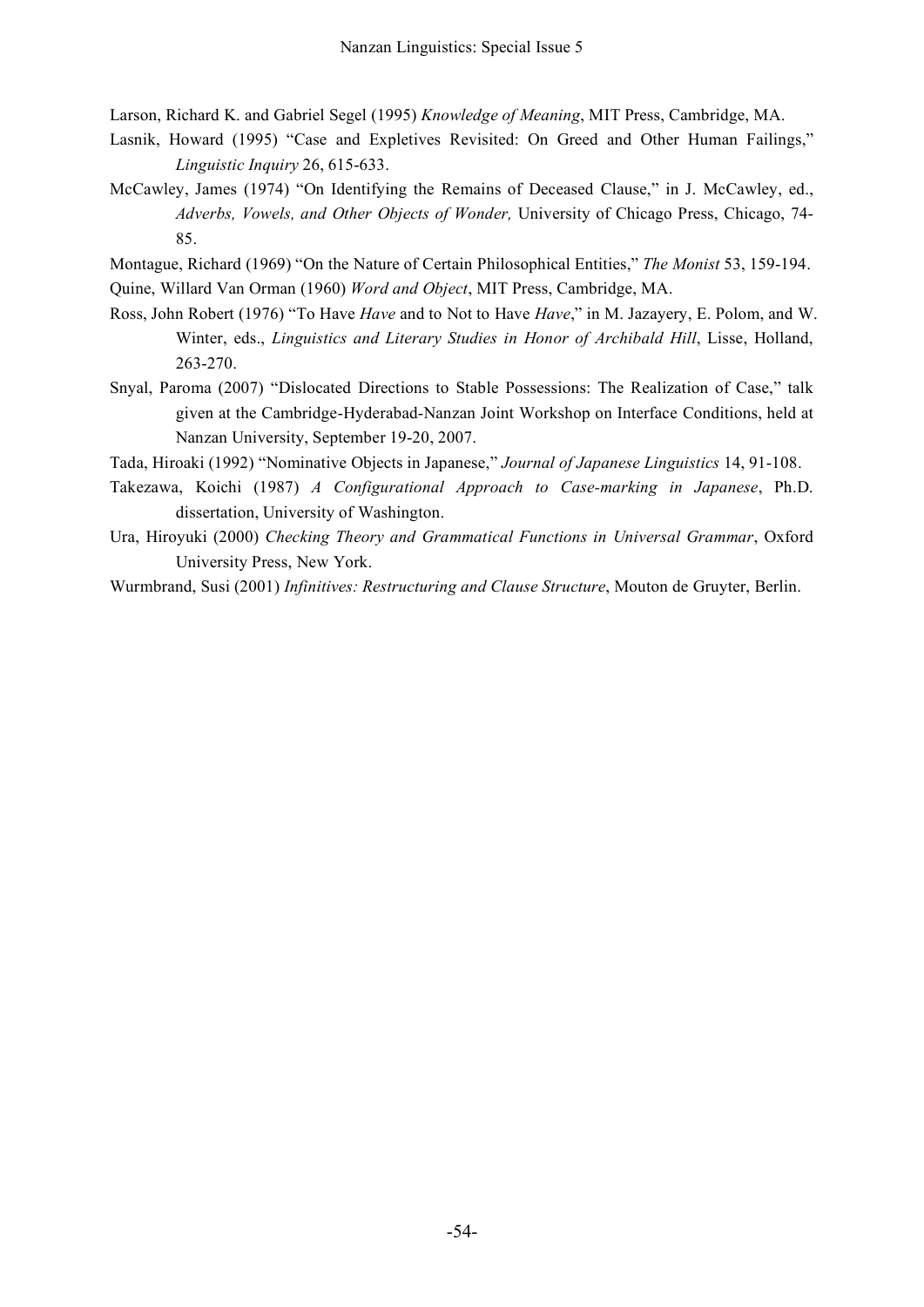Larson, Richard K. and Gabriel Segel (1995) *Knowledge of Meaning*, MIT Press, Cambridge, MA.

Lasnik, Howard (1995) "Case and Expletives Revisited: On Greed and Other Human Failings," *Linguistic Inquiry* 26, 615-633.

McCawley, James (1974) "On Identifying the Remains of Deceased Clause," in J. McCawley, ed., *Adverbs, Vowels, and Other Objects of Wonder,* University of Chicago Press, Chicago, 74-85.

Montague, Richard (1969) "On the Nature of Certain Philosophical Entities," *The Monist* 53, 159-194.

Quine, Willard Van Orman (1960) *Word and Object*, MIT Press, Cambridge, MA.

Ross, John Robert (1976) "To Have *Have* and to Not to Have *Have*," in M. Jazayery, E. Polom, and W. Winter, eds., *Linguistics and Literary Studies in Honor of Archibald Hill*, Lisse, Holland, 263-270.

Snyal, Paroma (2007) "Dislocated Directions to Stable Possessions: The Realization of Case," talk given at the Cambridge-Hyderabad-Nanzan Joint Workshop on Interface Conditions, held at Nanzan University, September 19-20, 2007.

Tada, Hiroaki (1992) "Nominative Objects in Japanese," *Journal of Japanese Linguistics* 14, 91-108.

Takezawa, Koichi (1987) *A Configurational Approach to Case-marking in Japanese*, Ph.D. dissertation, University of Washington.

Ura, Hiroyuki (2000) *Checking Theory and Grammatical Functions in Universal Grammar*, Oxford University Press, New York.

Wurmbrand, Susi (2001) *Infinitives: Restructuring and Clause Structure*, Mouton de Gruyter, Berlin.